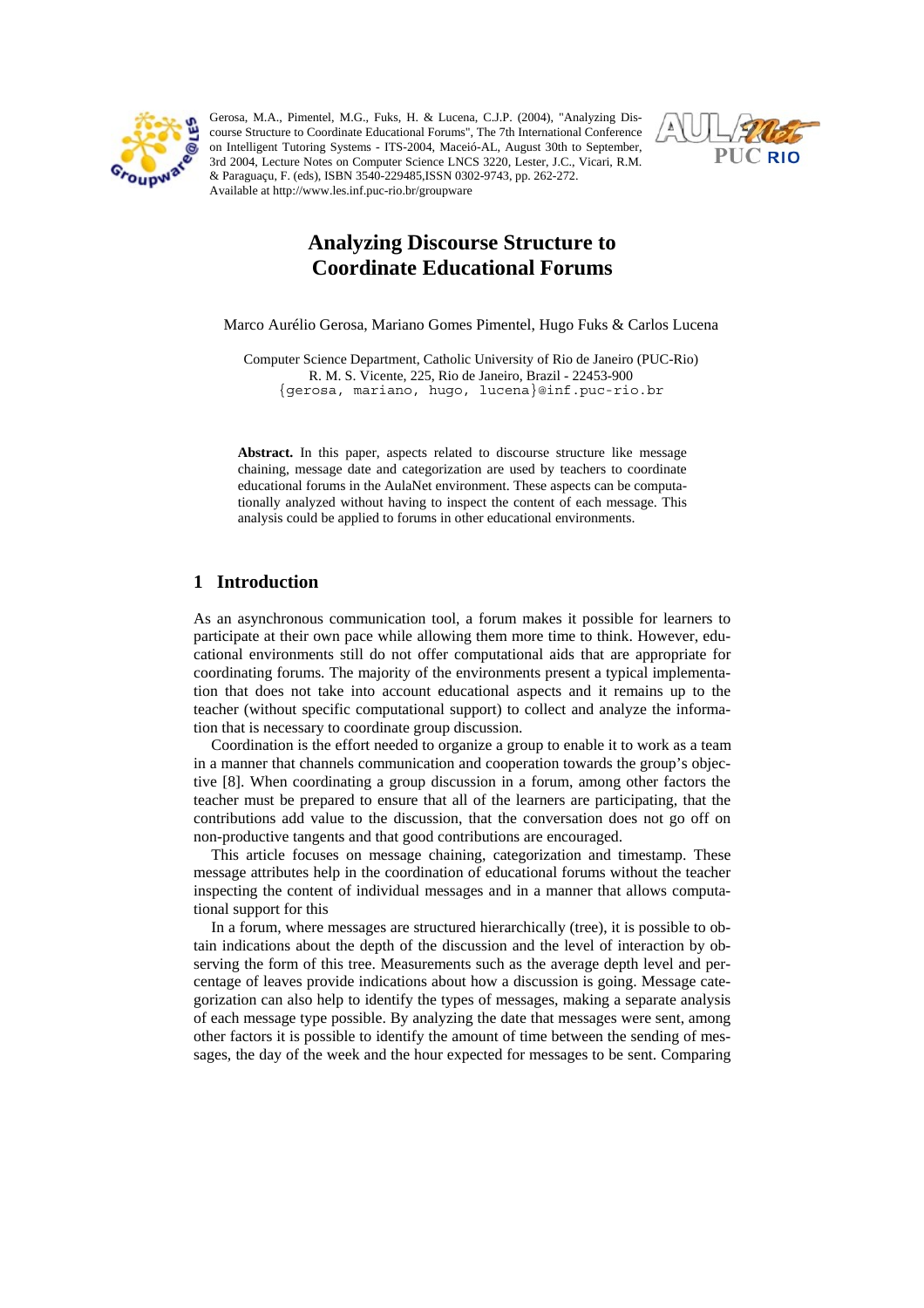Gerosa, M.A., Pimentel, M.G., Fuks, H. & Lucena, C.J.P. (2004), "Analyzing Discourse Structure to Coordinate Educational Forums", The 7th International Conference on Intelligent Tutoring Systems - ITS-2004, Maceió-AL, August 30th to September, 3rd 2004, Lecture Notes on Computer Science LNCS 3220, Lester, J.C., Vicari, R.M. & Paraguaçu, F. (eds), ISBN 3540-229485,ISSN 0302-9743, pp. 262-272. Available at http://www.les.inf.puc-rio.br/groupware

# Analyzing Discourse Structure to Coordinate Educational Forums

Marco Aurélio Gerosa, Mariano Gomes Pimentel, Hugo Fuks & Carlos Lucena

Computer Science Department, Catholic University of Rio de Janeiro (PUC-Rio)
R. M. S. Vicente, 225, Rio de Janeiro, Brazil - 22453-900
{gerosa, mariano, hugo, lucena}@inf.puc-rio.br

**Abstract.** In this paper, aspects related to discourse structure like message chaining, message date and categorization are used by teachers to coordinate educational forums in the AulaNet environment. These aspects can be computationally analyzed without having to inspect the content of each message. This analysis could be applied to forums in other educational environments.

## 1 Introduction

As an asynchronous communication tool, a forum makes it possible for learners to participate at their own pace while allowing them more time to think. However, educational environments still do not offer computational aids that are appropriate for coordinating forums. The majority of the environments present a typical implementation that does not take into account educational aspects and it remains up to the teacher (without specific computational support) to collect and analyze the information that is necessary to coordinate group discussion.

Coordination is the effort needed to organize a group to enable it to work as a team in a manner that channels communication and cooperation towards the group's objective [8]. When coordinating a group discussion in a forum, among other factors the teacher must be prepared to ensure that all of the learners are participating, that the contributions add value to the discussion, that the conversation does not go off on non-productive tangents and that good contributions are encouraged.

This article focuses on message chaining, categorization and timestamp. These message attributes help in the coordination of educational forums without the teacher inspecting the content of individual messages and in a manner that allows computational support for this

In a forum, where messages are structured hierarchically (tree), it is possible to obtain indications about the depth of the discussion and the level of interaction by observing the form of this tree. Measurements such as the average depth level and percentage of leaves provide indications about how a discussion is going. Message categorization can also help to identify the types of messages, making a separate analysis of each message type possible. By analyzing the date that messages were sent, among other factors it is possible to identify the amount of time between the sending of messages, the day of the week and the hour expected for messages to be sent. Comparing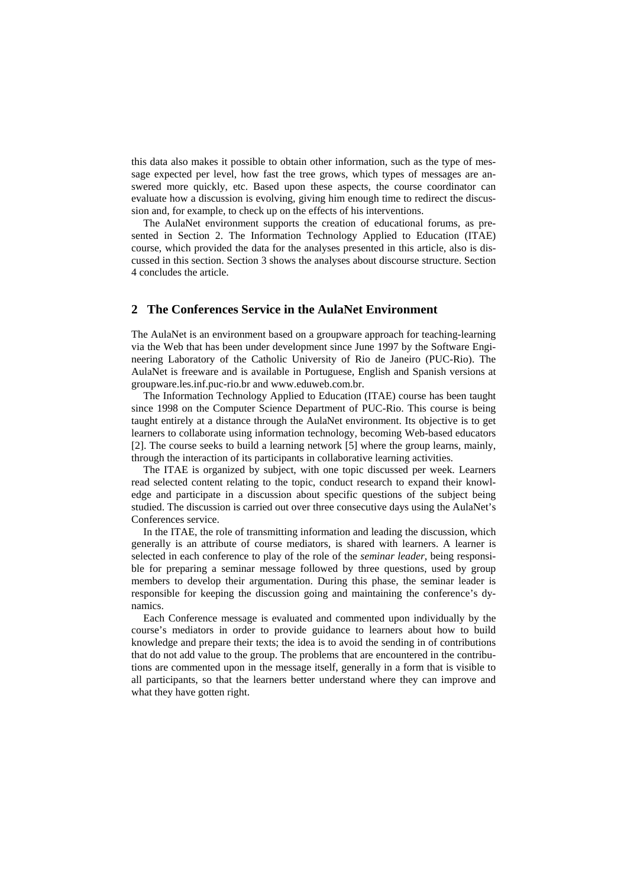this data also makes it possible to obtain other information, such as the type of message expected per level, how fast the tree grows, which types of messages are answered more quickly, etc. Based upon these aspects, the course coordinator can evaluate how a discussion is evolving, giving him enough time to redirect the discussion and, for example, to check up on the effects of his interventions.

The AulaNet environment supports the creation of educational forums, as presented in Section 2. The Information Technology Applied to Education (ITAE) course, which provided the data for the analyses presented in this article, also is discussed in this section. Section 3 shows the analyses about discourse structure. Section 4 concludes the article.

## 2 The Conferences Service in the AulaNet Environment

The AulaNet is an environment based on a groupware approach for teaching-learning via the Web that has been under development since June 1997 by the Software Engineering Laboratory of the Catholic University of Rio de Janeiro (PUC-Rio). The AulaNet is freeware and is available in Portuguese, English and Spanish versions at groupware.les.inf.puc-rio.br and www.eduweb.com.br.

The Information Technology Applied to Education (ITAE) course has been taught since 1998 on the Computer Science Department of PUC-Rio. This course is being taught entirely at a distance through the AulaNet environment. Its objective is to get learners to collaborate using information technology, becoming Web-based educators [2]. The course seeks to build a learning network [5] where the group learns, mainly, through the interaction of its participants in collaborative learning activities.

The ITAE is organized by subject, with one topic discussed per week. Learners read selected content relating to the topic, conduct research to expand their knowledge and participate in a discussion about specific questions of the subject being studied. The discussion is carried out over three consecutive days using the AulaNet's Conferences service.

In the ITAE, the role of transmitting information and leading the discussion, which generally is an attribute of course mediators, is shared with learners. A learner is selected in each conference to play of the role of the *seminar leader*, being responsible for preparing a seminar message followed by three questions, used by group members to develop their argumentation. During this phase, the seminar leader is responsible for keeping the discussion going and maintaining the conference's dynamics.

Each Conference message is evaluated and commented upon individually by the course's mediators in order to provide guidance to learners about how to build knowledge and prepare their texts; the idea is to avoid the sending in of contributions that do not add value to the group. The problems that are encountered in the contributions are commented upon in the message itself, generally in a form that is visible to all participants, so that the learners better understand where they can improve and what they have gotten right.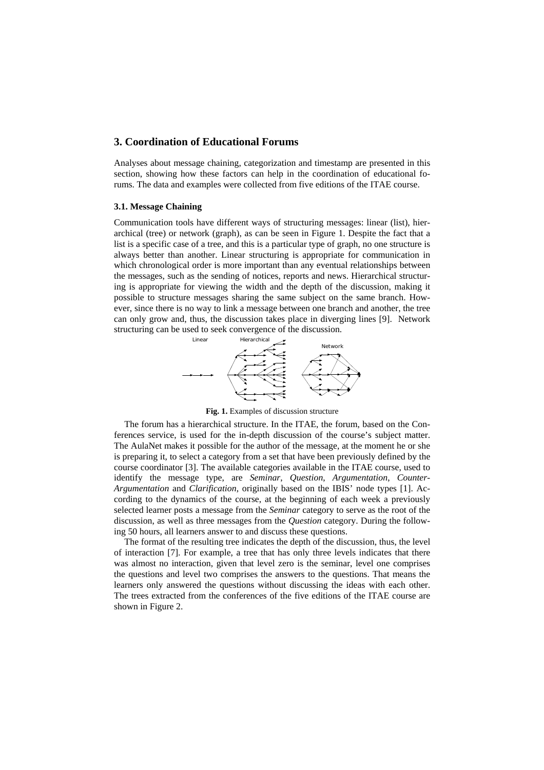## 3. Coordination of Educational Forums

Analyses about message chaining, categorization and timestamp are presented in this section, showing how these factors can help in the coordination of educational forums. The data and examples were collected from five editions of the ITAE course.

### 3.1. Message Chaining

Communication tools have different ways of structuring messages: linear (list), hierarchical (tree) or network (graph), as can be seen in Figure 1. Despite the fact that a list is a specific case of a tree, and this is a particular type of graph, no one structure is always better than another. Linear structuring is appropriate for communication in which chronological order is more important than any eventual relationships between the messages, such as the sending of notices, reports and news. Hierarchical structuring is appropriate for viewing the width and the depth of the discussion, making it possible to structure messages sharing the same subject on the same branch. However, since there is no way to link a message between one branch and another, the tree can only grow and, thus, the discussion takes place in diverging lines [9]. Network structuring can be used to seek convergence of the discussion.

**Fig. 1.** Examples of discussion structure

The forum has a hierarchical structure. In the ITAE, the forum, based on the Conferences service, is used for the in-depth discussion of the course's subject matter. The AulaNet makes it possible for the author of the message, at the moment he or she is preparing it, to select a category from a set that have been previously defined by the course coordinator [3]. The available categories available in the ITAE course, used to identify the message type, are *Seminar*, *Question*, *Argumentation*, *Counter-Argumentation* and *Clarification*, originally based on the IBIS' node types [1]. According to the dynamics of the course, at the beginning of each week a previously selected learner posts a message from the *Seminar* category to serve as the root of the discussion, as well as three messages from the *Question* category. During the following 50 hours, all learners answer to and discuss these questions.

The format of the resulting tree indicates the depth of the discussion, thus, the level of interaction [7]. For example, a tree that has only three levels indicates that there was almost no interaction, given that level zero is the seminar, level one comprises the questions and level two comprises the answers to the questions. That means the learners only answered the questions without discussing the ideas with each other. The trees extracted from the conferences of the five editions of the ITAE course are shown in Figure 2.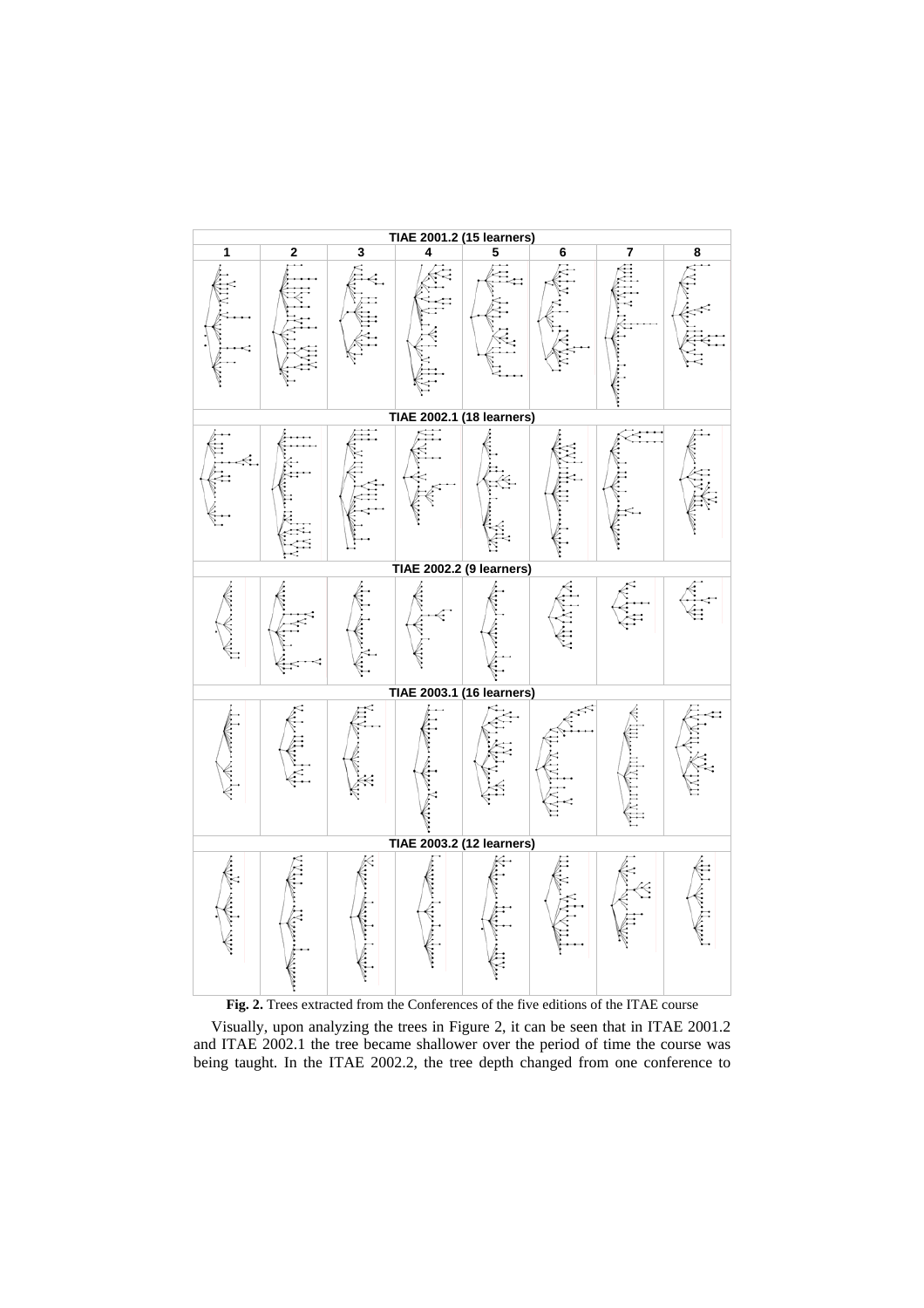**Fig. 2.** Trees extracted from the Conferences of the five editions of the ITAE course

Visually, upon analyzing the trees in Figure 2, it can be seen that in ITAE 2001.2 and ITAE 2002.1 the tree became shallower over the period of time the course was being taught. In the ITAE 2002.2, the tree depth changed from one conference to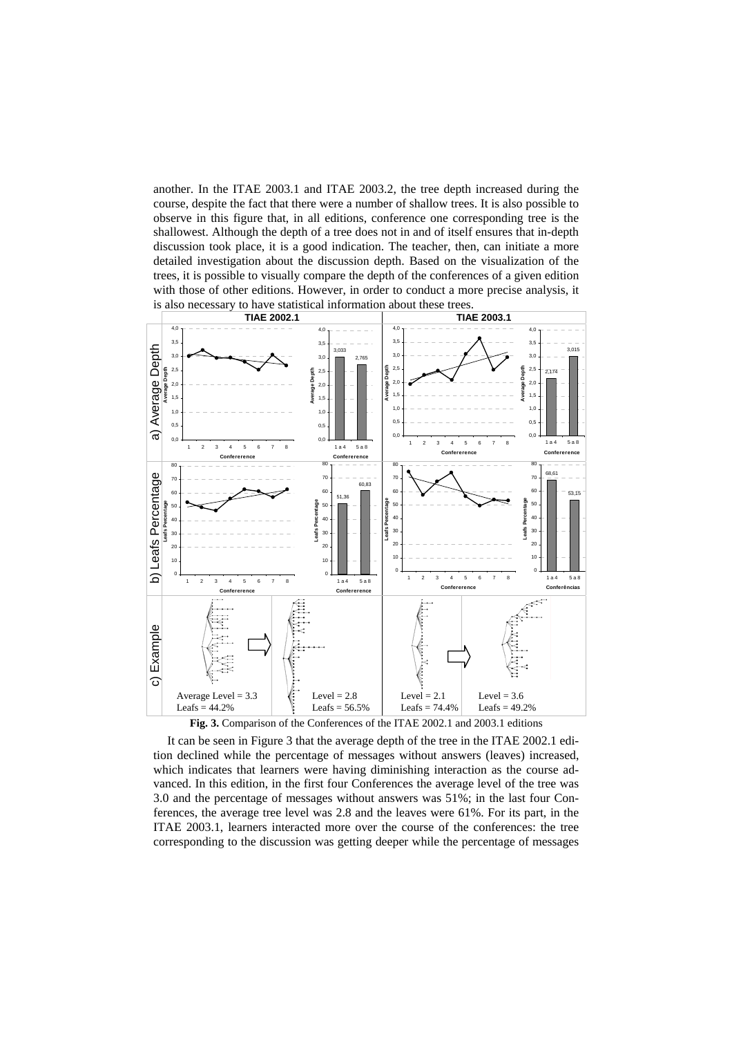another. In the ITAE 2003.1 and ITAE 2003.2, the tree depth increased during the course, despite the fact that there were a number of shallow trees. It is also possible to observe in this figure that, in all editions, conference one corresponding tree is the shallowest. Although the depth of a tree does not in and of itself ensures that in-depth discussion took place, it is a good indication. The teacher, then, can initiate a more detailed investigation about the discussion depth. Based on the visualization of the trees, it is possible to visually compare the depth of the conferences of a given edition with those of other editions. However, in order to conduct a more precise analysis, it is also necessary to have statistical information about these trees.

**Fig. 3.** Comparison of the Conferences of the ITAE 2002.1 and 2003.1 editions

It can be seen in Figure 3 that the average depth of the tree in the ITAE 2002.1 edition declined while the percentage of messages without answers (leaves) increased, which indicates that learners were having diminishing interaction as the course advanced. In this edition, in the first four Conferences the average level of the tree was 3.0 and the percentage of messages without answers was 51%; in the last four Conferences, the average tree level was 2.8 and the leaves were 61%. For its part, in the ITAE 2003.1, learners interacted more over the course of the conferences: the tree corresponding to the discussion was getting deeper while the percentage of messages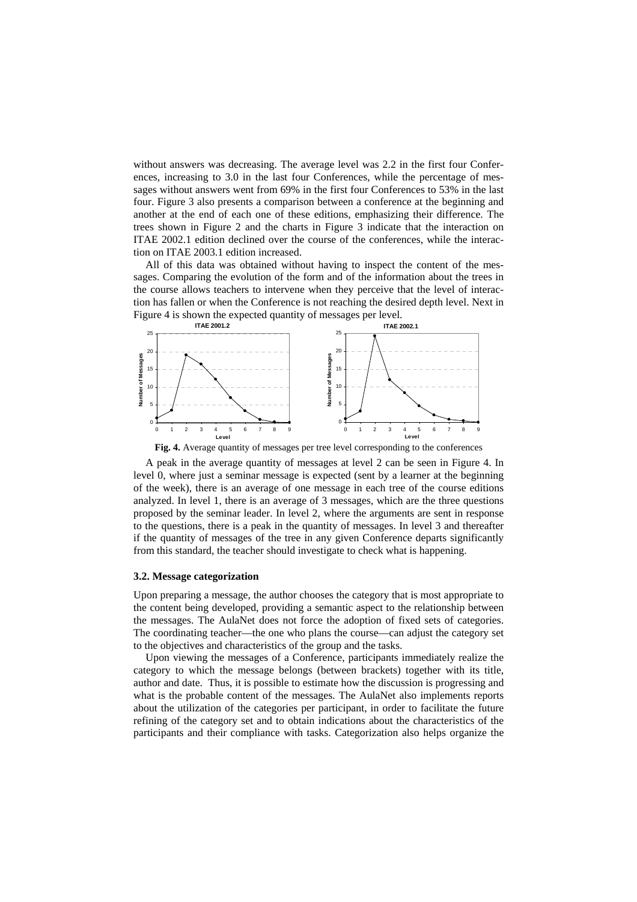without answers was decreasing. The average level was 2.2 in the first four Conferences, increasing to 3.0 in the last four Conferences, while the percentage of messages without answers went from 69% in the first four Conferences to 53% in the last four. Figure 3 also presents a comparison between a conference at the beginning and another at the end of each one of these editions, emphasizing their difference. The trees shown in Figure 2 and the charts in Figure 3 indicate that the interaction on ITAE 2002.1 edition declined over the course of the conferences, while the interaction on ITAE 2003.1 edition increased.

All of this data was obtained without having to inspect the content of the messages. Comparing the evolution of the form and of the information about the trees in the course allows teachers to intervene when they perceive that the level of interaction has fallen or when the Conference is not reaching the desired depth level. Next in Figure 4 is shown the expected quantity of messages per level.

**Fig. 4.** Average quantity of messages per tree level corresponding to the conferences

A peak in the average quantity of messages at level 2 can be seen in Figure 4. In level 0, where just a seminar message is expected (sent by a learner at the beginning of the week), there is an average of one message in each tree of the course editions analyzed. In level 1, there is an average of 3 messages, which are the three questions proposed by the seminar leader. In level 2, where the arguments are sent in response to the questions, there is a peak in the quantity of messages. In level 3 and thereafter if the quantity of messages of the tree in any given Conference departs significantly from this standard, the teacher should investigate to check what is happening.

### 3.2. Message categorization

Upon preparing a message, the author chooses the category that is most appropriate to the content being developed, providing a semantic aspect to the relationship between the messages. The AulaNet does not force the adoption of fixed sets of categories. The coordinating teacher—the one who plans the course—can adjust the category set to the objectives and characteristics of the group and the tasks.

Upon viewing the messages of a Conference, participants immediately realize the category to which the message belongs (between brackets) together with its title, author and date. Thus, it is possible to estimate how the discussion is progressing and what is the probable content of the messages. The AulaNet also implements reports about the utilization of the categories per participant, in order to facilitate the future refining of the category set and to obtain indications about the characteristics of the participants and their compliance with tasks. Categorization also helps organize the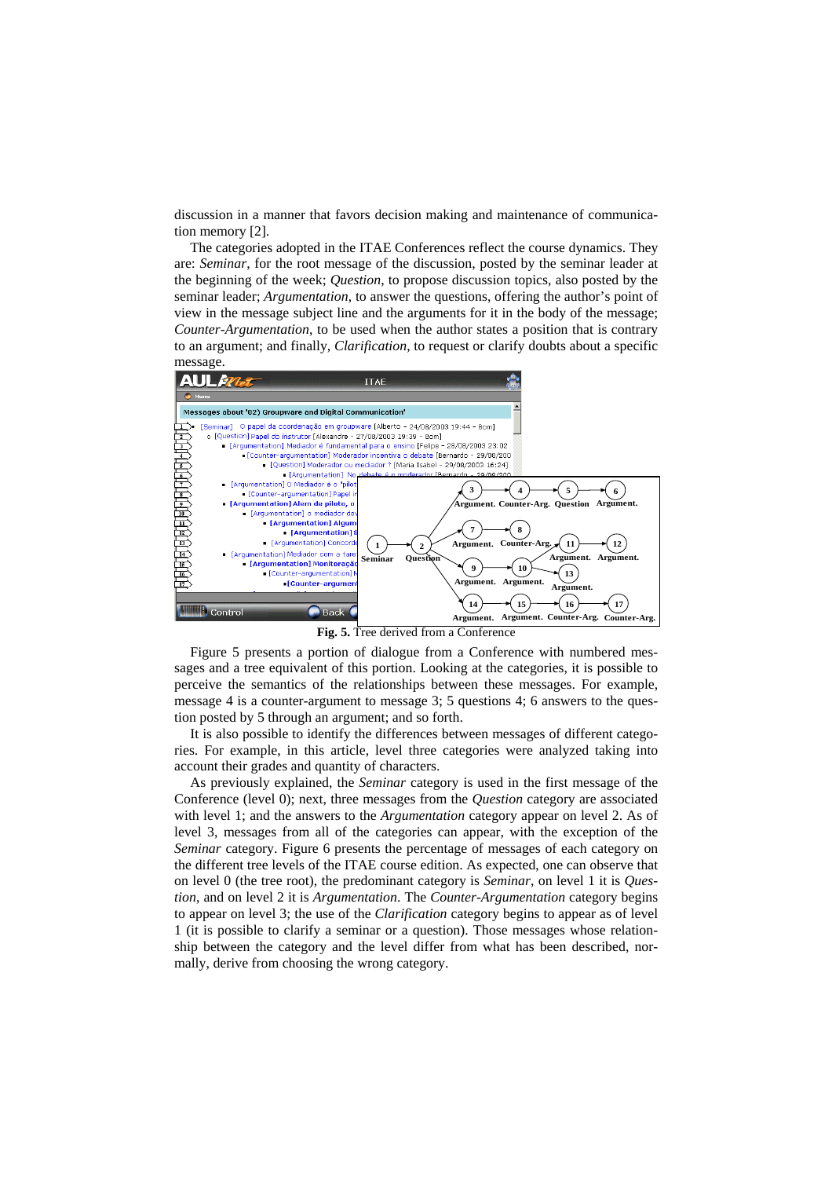discussion in a manner that favors decision making and maintenance of communication memory [2].

The categories adopted in the ITAE Conferences reflect the course dynamics. They are: *Seminar*, for the root message of the discussion, posted by the seminar leader at the beginning of the week; *Question*, to propose discussion topics, also posted by the seminar leader; *Argumentation*, to answer the questions, offering the author's point of view in the message subject line and the arguments for it in the body of the message; *Counter-Argumentation*, to be used when the author states a position that is contrary to an argument; and finally, *Clarification*, to request or clarify doubts about a specific message.

**Fig. 5.** Tree derived from a Conference

Figure 5 presents a portion of dialogue from a Conference with numbered messages and a tree equivalent of this portion. Looking at the categories, it is possible to perceive the semantics of the relationships between these messages. For example, message 4 is a counter-argument to message 3; 5 questions 4; 6 answers to the question posted by 5 through an argument; and so forth.

It is also possible to identify the differences between messages of different categories. For example, in this article, level three categories were analyzed taking into account their grades and quantity of characters.

As previously explained, the *Seminar* category is used in the first message of the Conference (level 0); next, three messages from the *Question* category are associated with level 1; and the answers to the *Argumentation* category appear on level 2. As of level 3, messages from all of the categories can appear, with the exception of the *Seminar* category. Figure 6 presents the percentage of messages of each category on the different tree levels of the ITAE course edition. As expected, one can observe that on level 0 (the tree root), the predominant category is *Seminar*, on level 1 it is *Question*, and on level 2 it is *Argumentation*. The *Counter-Argumentation* category begins to appear on level 3; the use of the *Clarification* category begins to appear as of level 1 (it is possible to clarify a seminar or a question). Those messages whose relationship between the category and the level differ from what has been described, normally, derive from choosing the wrong category.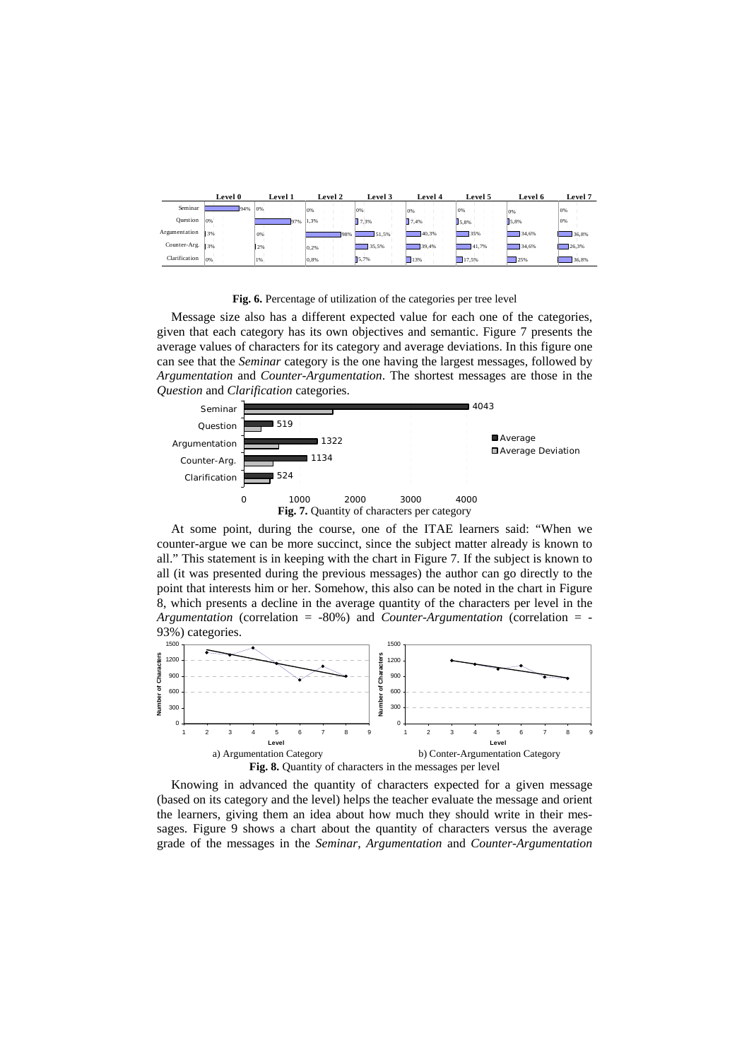| | Level 0 | Level 1 | Level 2 | Level 3 | Level 4 | Level 5 | Level 6 | Level 7 |
|---|---|---|---|---|---|---|---|---|
| Seminar | 94% | 0% | 0% | 0% | 0% | 0% | 0% | 0% |
| Question | 0% | 97% | 1,3% | 7,3% | 7,4% | 5,8% | 5,8% | 0% |
| Argumentation | 3% | 0% | 98% | 51,5% | 40,3% | 35% | 34,6% | 36,8% |
| Counter-Arg. | 3% | 2% | 0,2% | 35,5% | 39,4% | 41,7% | 34,6% | 26,3% |
| Clarification | 0% | 1% | 0,8% | 5,7% | 13% | 17,5% | 25% | 36,8% |

**Fig. 6.** Percentage of utilization of the categories per tree level

Message size also has a different expected value for each one of the categories, given that each category has its own objectives and semantic. Figure 7 presents the average values of characters for its category and average deviations. In this figure one can see that the *Seminar* category is the one having the largest messages, followed by *Argumentation* and *Counter-Argumentation*. The shortest messages are those in the *Question* and *Clarification* categories.

| Category | Average |
|---|---|
| Seminar | 4043 |
| Question | 519 |
| Argumentation | 1322 |
| Counter-Arg. | 1134 |
| Clarification | 524 |

**Fig. 7.** Quantity of characters per category

At some point, during the course, one of the ITAE learners said: "When we counter-argue we can be more succinct, since the subject matter already is known to all." This statement is in keeping with the chart in Figure 7. If the subject is known to all (it was presented during the previous messages) the author can go directly to the point that interests him or her. Somehow, this also can be noted in the chart in Figure 8, which presents a decline in the average quantity of the characters per level in the *Argumentation* (correlation = -80%) and *Counter-Argumentation* (correlation = -93%) categories.

a) Argumentation Category b) Conter-Argumentation Category

**Fig. 8.** Quantity of characters in the messages per level

Knowing in advanced the quantity of characters expected for a given message (based on its category and the level) helps the teacher evaluate the message and orient the learners, giving them an idea about how much they should write in their messages. Figure 9 shows a chart about the quantity of characters versus the average grade of the messages in the *Seminar*, *Argumentation* and *Counter-Argumentation*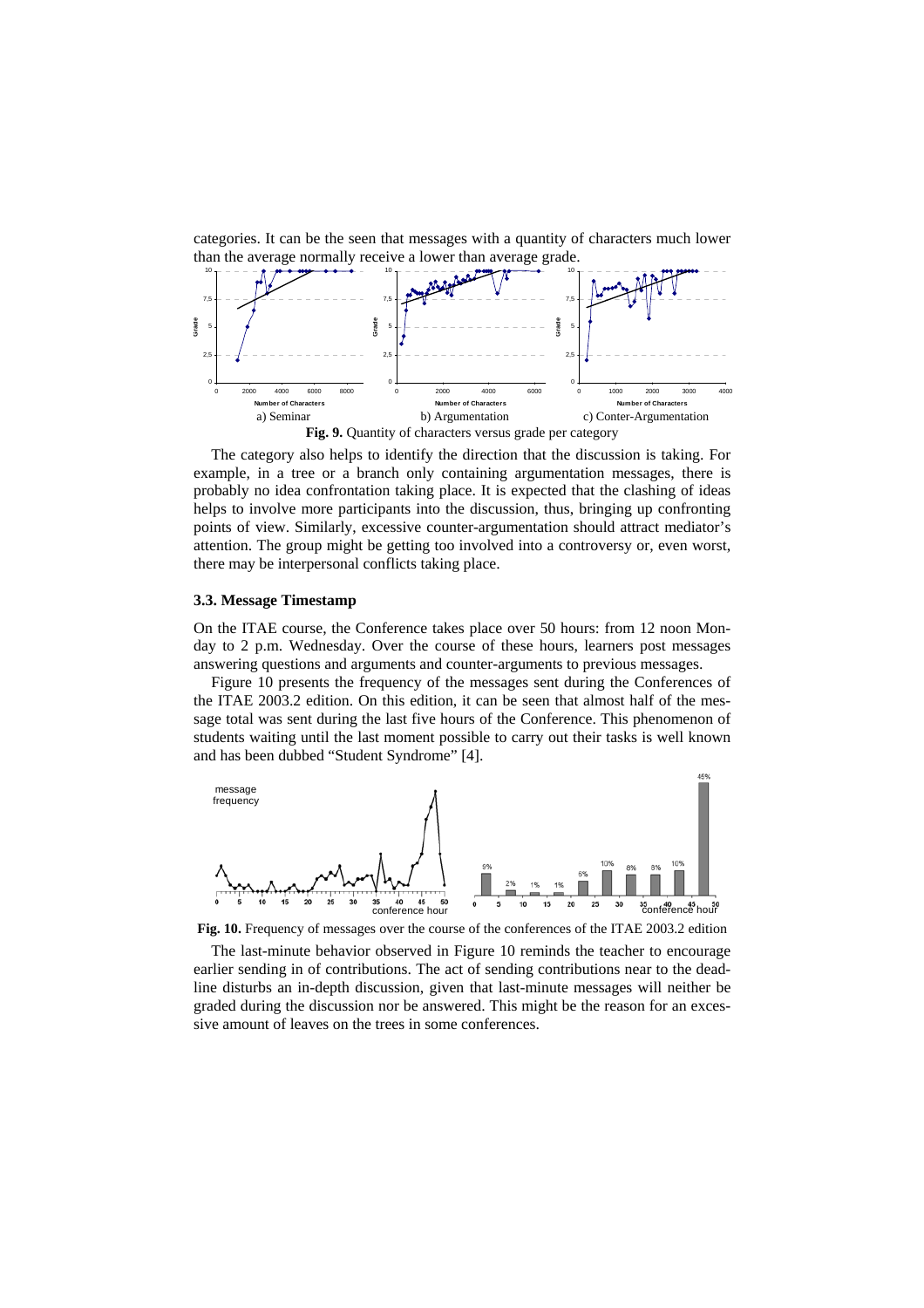categories. It can be the seen that messages with a quantity of characters much lower than the average normally receive a lower than average grade.

a) Seminar  b) Argumentation  c) Conter-Argumentation

**Fig. 9.** Quantity of characters versus grade per category

The category also helps to identify the direction that the discussion is taking. For example, in a tree or a branch only containing argumentation messages, there is probably no idea confrontation taking place. It is expected that the clashing of ideas helps to involve more participants into the discussion, thus, bringing up confronting points of view. Similarly, excessive counter-argumentation should attract mediator's attention. The group might be getting too involved into a controversy or, even worst, there may be interpersonal conflicts taking place.

### 3.3. Message Timestamp

On the ITAE course, the Conference takes place over 50 hours: from 12 noon Monday to 2 p.m. Wednesday. Over the course of these hours, learners post messages answering questions and arguments and counter-arguments to previous messages.

Figure 10 presents the frequency of the messages sent during the Conferences of the ITAE 2003.2 edition. On this edition, it can be seen that almost half of the message total was sent during the last five hours of the Conference. This phenomenon of students waiting until the last moment possible to carry out their tasks is well known and has been dubbed "Student Syndrome" [4].

**Fig. 10.** Frequency of messages over the course of the conferences of the ITAE 2003.2 edition

The last-minute behavior observed in Figure 10 reminds the teacher to encourage earlier sending in of contributions. The act of sending contributions near to the deadline disturbs an in-depth discussion, given that last-minute messages will neither be graded during the discussion nor be answered. This might be the reason for an excessive amount of leaves on the trees in some conferences.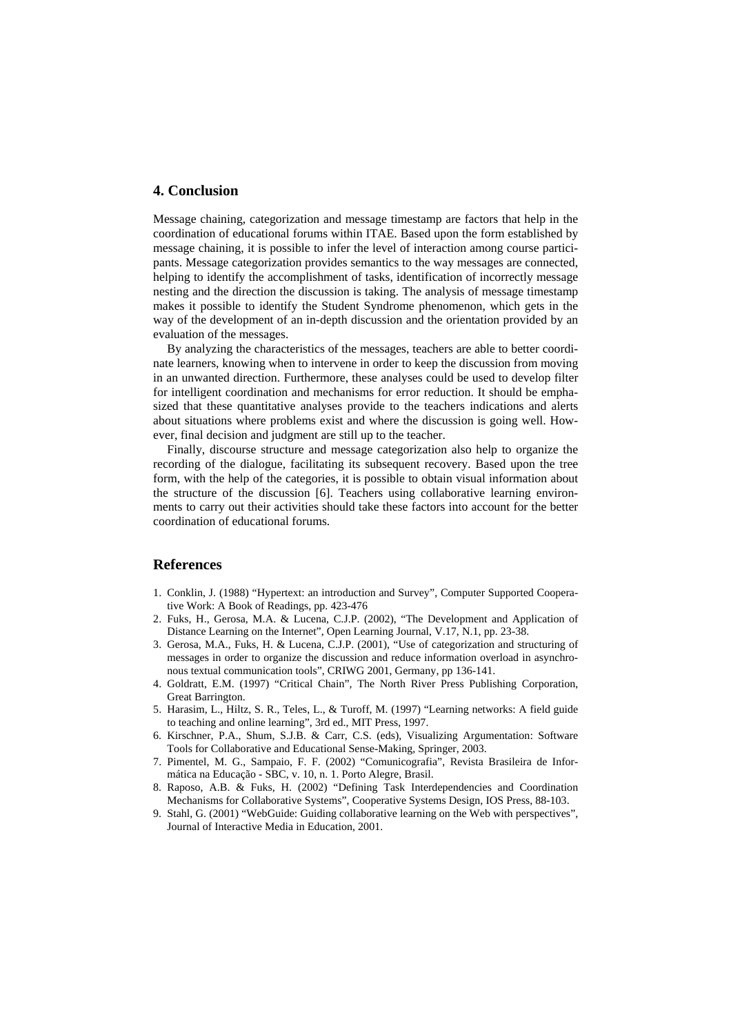## 4. Conclusion

Message chaining, categorization and message timestamp are factors that help in the coordination of educational forums within ITAE. Based upon the form established by message chaining, it is possible to infer the level of interaction among course participants. Message categorization provides semantics to the way messages are connected, helping to identify the accomplishment of tasks, identification of incorrectly message nesting and the direction the discussion is taking. The analysis of message timestamp makes it possible to identify the Student Syndrome phenomenon, which gets in the way of the development of an in-depth discussion and the orientation provided by an evaluation of the messages.

By analyzing the characteristics of the messages, teachers are able to better coordinate learners, knowing when to intervene in order to keep the discussion from moving in an unwanted direction. Furthermore, these analyses could be used to develop filter for intelligent coordination and mechanisms for error reduction. It should be emphasized that these quantitative analyses provide to the teachers indications and alerts about situations where problems exist and where the discussion is going well. However, final decision and judgment are still up to the teacher.

Finally, discourse structure and message categorization also help to organize the recording of the dialogue, facilitating its subsequent recovery. Based upon the tree form, with the help of the categories, it is possible to obtain visual information about the structure of the discussion [6]. Teachers using collaborative learning environments to carry out their activities should take these factors into account for the better coordination of educational forums.

## References

1. Conklin, J. (1988) "Hypertext: an introduction and Survey", Computer Supported Cooperative Work: A Book of Readings, pp. 423-476
2. Fuks, H., Gerosa, M.A. & Lucena, C.J.P. (2002), "The Development and Application of Distance Learning on the Internet", Open Learning Journal, V.17, N.1, pp. 23-38.
3. Gerosa, M.A., Fuks, H. & Lucena, C.J.P. (2001), "Use of categorization and structuring of messages in order to organize the discussion and reduce information overload in asynchronous textual communication tools", CRIWG 2001, Germany, pp 136-141.
4. Goldratt, E.M. (1997) "Critical Chain", The North River Press Publishing Corporation, Great Barrington.
5. Harasim, L., Hiltz, S. R., Teles, L., & Turoff, M. (1997) "Learning networks: A field guide to teaching and online learning", 3rd ed., MIT Press, 1997.
6. Kirschner, P.A., Shum, S.J.B. & Carr, C.S. (eds), Visualizing Argumentation: Software Tools for Collaborative and Educational Sense-Making, Springer, 2003.
7. Pimentel, M. G., Sampaio, F. F. (2002) "Comunicografia", Revista Brasileira de Informática na Educação - SBC, v. 10, n. 1. Porto Alegre, Brasil.
8. Raposo, A.B. & Fuks, H. (2002) "Defining Task Interdependencies and Coordination Mechanisms for Collaborative Systems", Cooperative Systems Design, IOS Press, 88-103.
9. Stahl, G. (2001) "WebGuide: Guiding collaborative learning on the Web with perspectives", Journal of Interactive Media in Education, 2001.